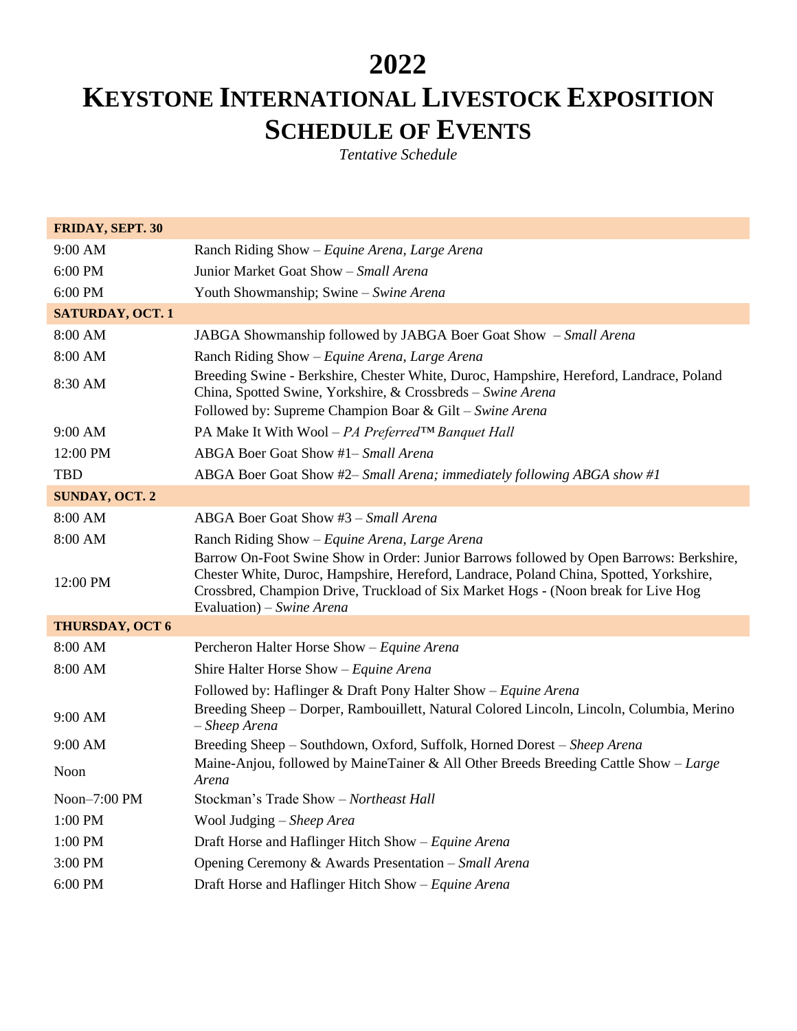# 2022

# KEYSTONE INTERNATIONAL LIVESTOCK EXPOSITION SCHEDULE OF EVENTS

*Tentative Schedule*

| **FRIDAY, SEPT. 30** | |
|---|---|
| 9:00 AM | Ranch Riding Show – *Equine Arena, Large Arena* |
| 6:00 PM | Junior Market Goat Show – *Small Arena* |
| 6:00 PM | Youth Showmanship; Swine – *Swine Arena* |
| **SATURDAY, OCT. 1** | |
| 8:00 AM | JABGA Showmanship followed by JABGA Boer Goat Show – *Small Arena* |
| 8:00 AM | Ranch Riding Show – *Equine Arena, Large Arena* |
| 8:30 AM | Breeding Swine - Berkshire, Chester White, Duroc, Hampshire, Hereford, Landrace, Poland China, Spotted Swine, Yorkshire, & Crossbreds – *Swine Arena* |
| | Followed by: Supreme Champion Boar & Gilt – *Swine Arena* |
| 9:00 AM | PA Make It With Wool – *PA Preferred™ Banquet Hall* |
| 12:00 PM | ABGA Boer Goat Show #1– *Small Arena* |
| TBD | ABGA Boer Goat Show #2– *Small Arena; immediately following ABGA show #1* |
| **SUNDAY, OCT. 2** | |
| 8:00 AM | ABGA Boer Goat Show #3 – *Small Arena* |
| 8:00 AM | Ranch Riding Show – *Equine Arena, Large Arena* |
| 12:00 PM | Barrow On-Foot Swine Show in Order: Junior Barrows followed by Open Barrows: Berkshire, Chester White, Duroc, Hampshire, Hereford, Landrace, Poland China, Spotted, Yorkshire, Crossbred, Champion Drive, Truckload of Six Market Hogs - (Noon break for Live Hog Evaluation) – *Swine Arena* |
| **THURSDAY, OCT 6** | |
| 8:00 AM | Percheron Halter Horse Show – *Equine Arena* |
| 8:00 AM | Shire Halter Horse Show – *Equine Arena* |
| | Followed by: Haflinger & Draft Pony Halter Show – *Equine Arena* |
| 9:00 AM | Breeding Sheep – Dorper, Rambouillett, Natural Colored Lincoln, Lincoln, Columbia, Merino – *Sheep Arena* |
| 9:00 AM | Breeding Sheep – Southdown, Oxford, Suffolk, Horned Dorest – *Sheep Arena* |
| Noon | Maine-Anjou, followed by MaineTainer & All Other Breeds Breeding Cattle Show – *Large Arena* |
| Noon–7:00 PM | Stockman's Trade Show – *Northeast Hall* |
| 1:00 PM | Wool Judging – *Sheep Area* |
| 1:00 PM | Draft Horse and Haflinger Hitch Show – *Equine Arena* |
| 3:00 PM | Opening Ceremony & Awards Presentation – *Small Arena* |
| 6:00 PM | Draft Horse and Haflinger Hitch Show – *Equine Arena* |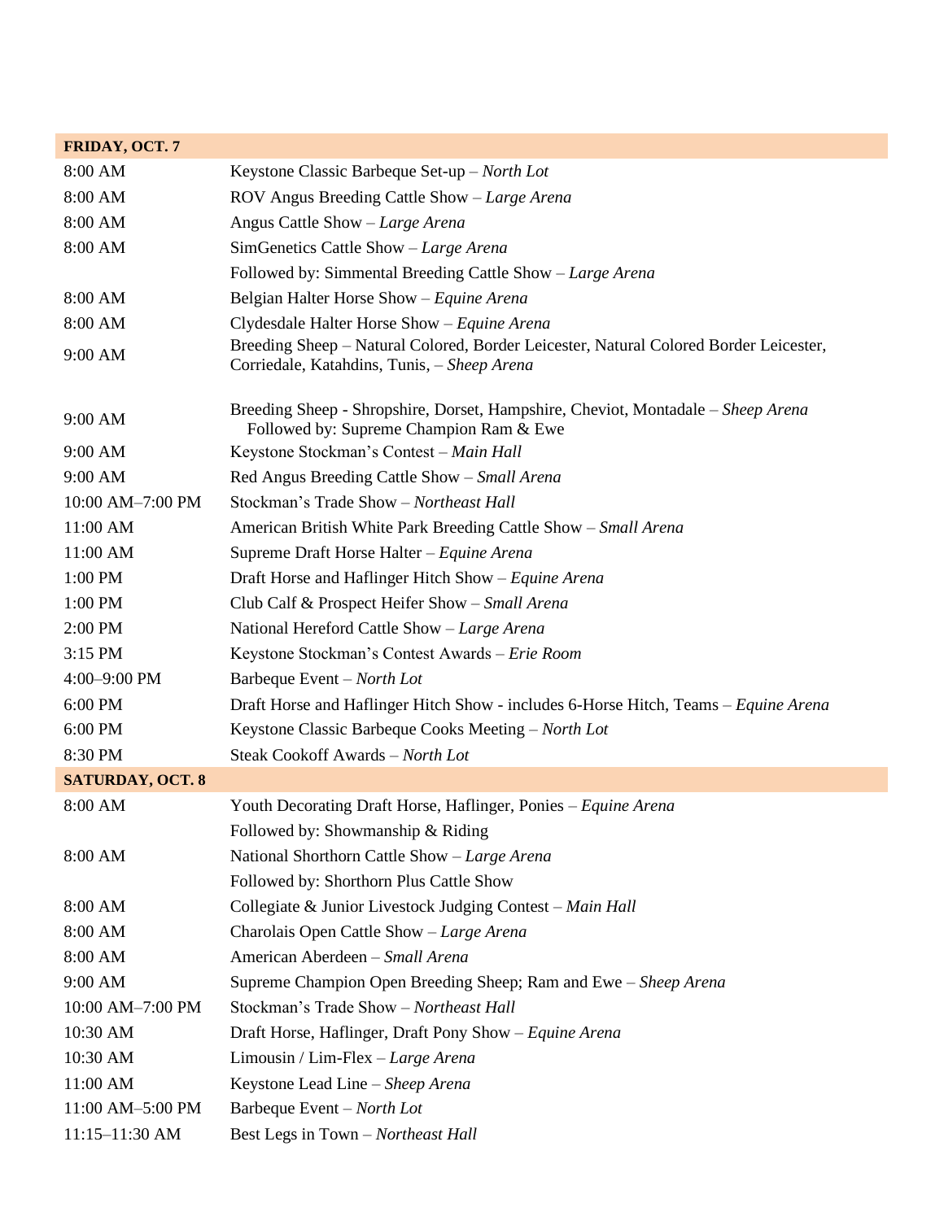| FRIDAY, OCT. 7 | |
|---|---|
| 8:00 AM | Keystone Classic Barbeque Set-up – *North Lot* |
| 8:00 AM | ROV Angus Breeding Cattle Show – *Large Arena* |
| 8:00 AM | Angus Cattle Show – *Large Arena* |
| 8:00 AM | SimGenetics Cattle Show – *Large Arena* |
| | Followed by: Simmental Breeding Cattle Show – *Large Arena* |
| 8:00 AM | Belgian Halter Horse Show – *Equine Arena* |
| 8:00 AM | Clydesdale Halter Horse Show – *Equine Arena* |
| 9:00 AM | Breeding Sheep – Natural Colored, Border Leicester, Natural Colored Border Leicester, Corriedale, Katahdins, Tunis, – *Sheep Arena* |
| 9:00 AM | Breeding Sheep - Shropshire, Dorset, Hampshire, Cheviot, Montadale – *Sheep Arena* Followed by: Supreme Champion Ram & Ewe |
| 9:00 AM | Keystone Stockman's Contest – *Main Hall* |
| 9:00 AM | Red Angus Breeding Cattle Show – *Small Arena* |
| 10:00 AM–7:00 PM | Stockman's Trade Show – *Northeast Hall* |
| 11:00 AM | American British White Park Breeding Cattle Show – *Small Arena* |
| 11:00 AM | Supreme Draft Horse Halter – *Equine Arena* |
| 1:00 PM | Draft Horse and Haflinger Hitch Show – *Equine Arena* |
| 1:00 PM | Club Calf & Prospect Heifer Show – *Small Arena* |
| 2:00 PM | National Hereford Cattle Show – *Large Arena* |
| 3:15 PM | Keystone Stockman's Contest Awards – *Erie Room* |
| 4:00–9:00 PM | Barbeque Event – *North Lot* |
| 6:00 PM | Draft Horse and Haflinger Hitch Show - includes 6-Horse Hitch, Teams – *Equine Arena* |
| 6:00 PM | Keystone Classic Barbeque Cooks Meeting – *North Lot* |
| 8:30 PM | Steak Cookoff Awards – *North Lot* |
| **SATURDAY, OCT. 8** | |
| 8:00 AM | Youth Decorating Draft Horse, Haflinger, Ponies – *Equine Arena* |
| | Followed by: Showmanship & Riding |
| 8:00 AM | National Shorthorn Cattle Show – *Large Arena* |
| | Followed by: Shorthorn Plus Cattle Show |
| 8:00 AM | Collegiate & Junior Livestock Judging Contest – *Main Hall* |
| 8:00 AM | Charolais Open Cattle Show – *Large Arena* |
| 8:00 AM | American Aberdeen – *Small Arena* |
| 9:00 AM | Supreme Champion Open Breeding Sheep; Ram and Ewe – *Sheep Arena* |
| 10:00 AM–7:00 PM | Stockman's Trade Show – *Northeast Hall* |
| 10:30 AM | Draft Horse, Haflinger, Draft Pony Show – *Equine Arena* |
| 10:30 AM | Limousin / Lim-Flex – *Large Arena* |
| 11:00 AM | Keystone Lead Line – *Sheep Arena* |
| 11:00 AM–5:00 PM | Barbeque Event – *North Lot* |
| 11:15–11:30 AM | Best Legs in Town – *Northeast Hall* |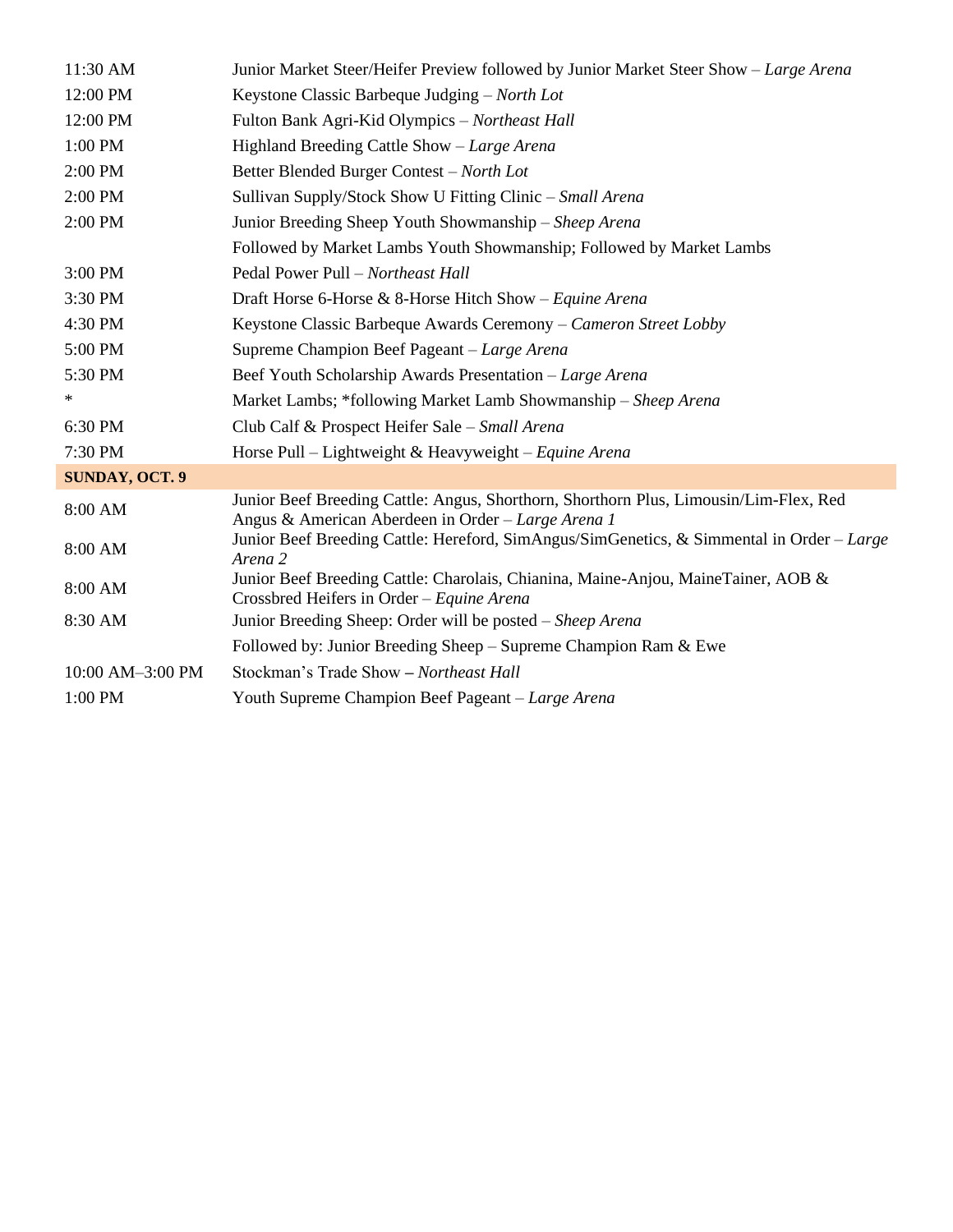| | |
|---|---|
| 11:30 AM | Junior Market Steer/Heifer Preview followed by Junior Market Steer Show – *Large Arena* |
| 12:00 PM | Keystone Classic Barbeque Judging – *North Lot* |
| 12:00 PM | Fulton Bank Agri-Kid Olympics – *Northeast Hall* |
| 1:00 PM | Highland Breeding Cattle Show – *Large Arena* |
| 2:00 PM | Better Blended Burger Contest – *North Lot* |
| 2:00 PM | Sullivan Supply/Stock Show U Fitting Clinic – *Small Arena* |
| 2:00 PM | Junior Breeding Sheep Youth Showmanship – *Sheep Arena* |
| | Followed by Market Lambs Youth Showmanship; Followed by Market Lambs |
| 3:00 PM | Pedal Power Pull – *Northeast Hall* |
| 3:30 PM | Draft Horse 6-Horse & 8-Horse Hitch Show – *Equine Arena* |
| 4:30 PM | Keystone Classic Barbeque Awards Ceremony – *Cameron Street Lobby* |
| 5:00 PM | Supreme Champion Beef Pageant – *Large Arena* |
| 5:30 PM | Beef Youth Scholarship Awards Presentation – *Large Arena* |
| * | Market Lambs; *following Market Lamb Showmanship – *Sheep Arena* |
| 6:30 PM | Club Calf & Prospect Heifer Sale – *Small Arena* |
| 7:30 PM | Horse Pull – Lightweight & Heavyweight – *Equine Arena* |
| **SUNDAY, OCT. 9** | |
| 8:00 AM | Junior Beef Breeding Cattle: Angus, Shorthorn, Shorthorn Plus, Limousin/Lim-Flex, Red Angus & American Aberdeen in Order – *Large Arena 1* |
| 8:00 AM | Junior Beef Breeding Cattle: Hereford, SimAngus/SimGenetics, & Simmental in Order – *Large Arena 2* |
| 8:00 AM | Junior Beef Breeding Cattle: Charolais, Chianina, Maine-Anjou, MaineTainer, AOB & Crossbred Heifers in Order – *Equine Arena* |
| 8:30 AM | Junior Breeding Sheep: Order will be posted – *Sheep Arena* |
| | Followed by: Junior Breeding Sheep – Supreme Champion Ram & Ewe |
| 10:00 AM–3:00 PM | Stockman's Trade Show – *Northeast Hall* |
| 1:00 PM | Youth Supreme Champion Beef Pageant – *Large Arena* |